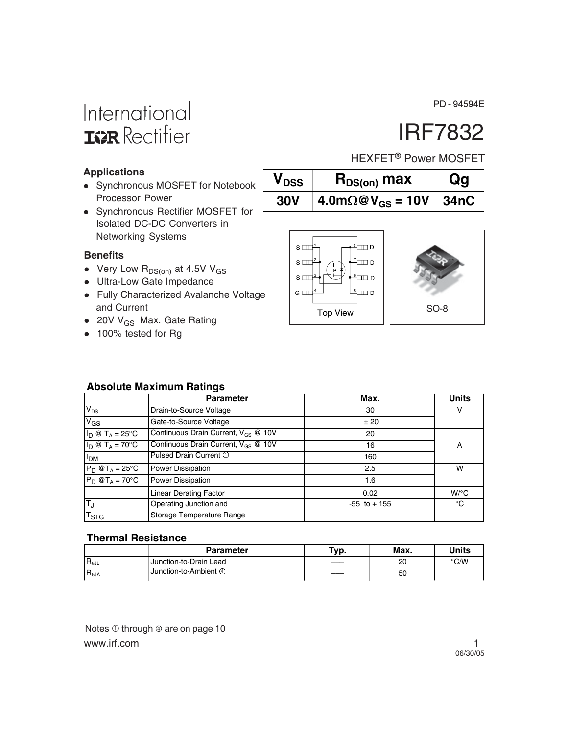PD - 94594E

International
IOR Rectifier

# IRF7832

HEXFET® Power MOSFET

| $V_{DSS}$ | $R_{DS(on)}$ max | Qg |
|---|---|---|
| 30V | 4.0mΩ@$V_{GS}$ = 10V | 34nC |

### Applications

- Synchronous MOSFET for Notebook Processor Power
- Synchronous Rectifier MOSFET for Isolated DC-DC Converters in Networking Systems

### Benefits

- Very Low $R_{DS(on)}$ at 4.5V $V_{GS}$
- Ultra-Low Gate Impedance
- Fully Characterized Avalanche Voltage and Current
- 20V $V_{GS}$ Max. Gate Rating
- 100% tested for Rg

S 1, S 2, S 3, G 4, D 8, D 7, D 6, D 5

Top View

SO-8

### Absolute Maximum Ratings

| | Parameter | Max. | Units |
|---|---|---|---|
| $V_{DS}$ | Drain-to-Source Voltage | 30 | V |
| $V_{GS}$ | Gate-to-Source Voltage | ± 20 | |
| $I_D$ @ $T_A$ = 25°C | Continuous Drain Current, $V_{GS}$ @ 10V | 20 | A |
| $I_D$ @ $T_A$ = 70°C | Continuous Drain Current, $V_{GS}$ @ 10V | 16 | |
| $I_{DM}$ | Pulsed Drain Current ① | 160 | |
| $P_D$ @$T_A$ = 25°C | Power Dissipation | 2.5 | W |
| $P_D$ @$T_A$ = 70°C | Power Dissipation | 1.6 | |
| | Linear Derating Factor | 0.02 | W/°C |
| $T_J$ | Operating Junction and | -55 to + 155 | °C |
| $T_{STG}$ | Storage Temperature Range | | |

### Thermal Resistance

| | Parameter | Typ. | Max. | Units |
|---|---|---|---|---|
| $R_{\theta JL}$ | Junction-to-Drain Lead | —— | 20 | °C/W |
| $R_{\theta JA}$ | Junction-to-Ambient ④ | —— | 50 | |

Notes ① through ④ are on page 10

www.irf.com

06/30/05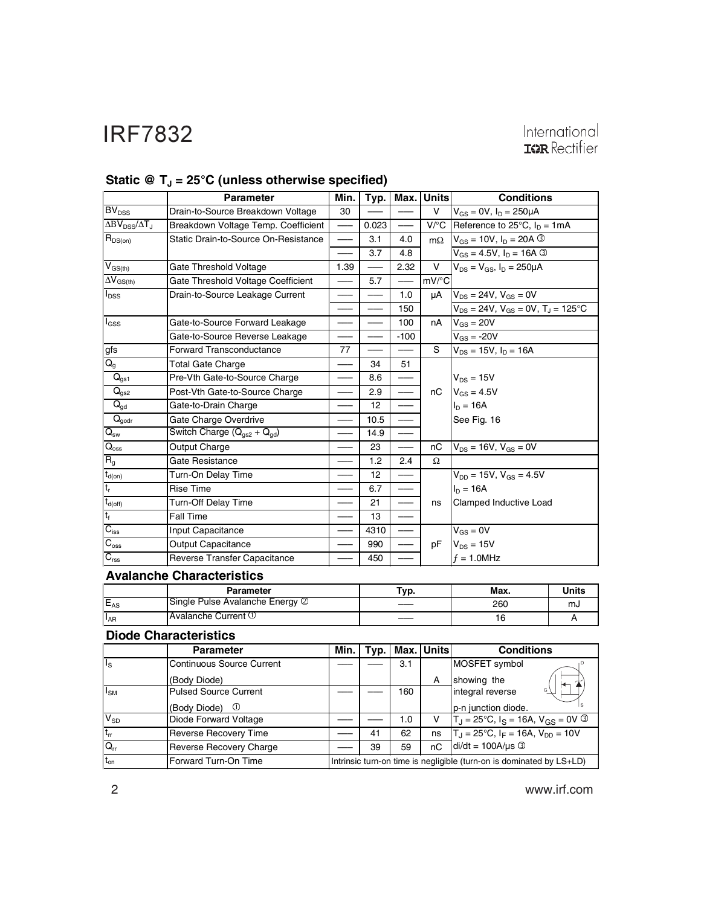### Static @ $T_J = 25°C$ (unless otherwise specified)

| | Parameter | Min. | Typ. | Max. | Units | Conditions |
|---|---|---|---|---|---|---|
| $BV_{DSS}$ | Drain-to-Source Breakdown Voltage | 30 | —— | —— | V | $V_{GS} = 0V$, $I_D = 250μA$ |
| $ΔBV_{DSS}/ΔT_J$ | Breakdown Voltage Temp. Coefficient | —— | 0.023 | —— | V/°C | Reference to 25°C, $I_D = 1mA$ |
| $R_{DS(on)}$ | Static Drain-to-Source On-Resistance | —— | 3.1 | 4.0 | mΩ | $V_{GS} = 10V$, $I_D = 20A$ ③ |
| | | —— | 3.7 | 4.8 | | $V_{GS} = 4.5V$, $I_D = 16A$ ③ |
| $V_{GS(th)}$ | Gate Threshold Voltage | 1.39 | —— | 2.32 | V | $V_{DS} = V_{GS}$, $I_D = 250μA$ |
| $ΔV_{GS(th)}$ | Gate Threshold Voltage Coefficient | —— | 5.7 | —— | mV/°C | |
| $I_{DSS}$ | Drain-to-Source Leakage Current | —— | —— | 1.0 | μA | $V_{DS} = 24V$, $V_{GS} = 0V$ |
| | | —— | —— | 150 | | $V_{DS} = 24V$, $V_{GS} = 0V$, $T_J = 125°C$ |
| $I_{GSS}$ | Gate-to-Source Forward Leakage | —— | —— | 100 | nA | $V_{GS} = 20V$ |
| | Gate-to-Source Reverse Leakage | —— | —— | -100 | | $V_{GS} = -20V$ |
| gfs | Forward Transconductance | 77 | —— | —— | S | $V_{DS} = 15V$, $I_D = 16A$ |
| $Q_g$ | Total Gate Charge | —— | 34 | 51 | nC | |
| $Q_{gs1}$ | Pre-Vth Gate-to-Source Charge | —— | 8.6 | —— | | $V_{DS} = 15V$ |
| $Q_{gs2}$ | Post-Vth Gate-to-Source Charge | —— | 2.9 | —— | | $V_{GS} = 4.5V$ |
| $Q_{gd}$ | Gate-to-Drain Charge | —— | 12 | —— | | $I_D = 16A$ |
| $Q_{godr}$ | Gate Charge Overdrive | —— | 10.5 | —— | | See Fig. 16 |
| $Q_{sw}$ | Switch Charge ($Q_{gs2} + Q_{gd}$) | —— | 14.9 | —— | | |
| $Q_{oss}$ | Output Charge | —— | 23 | —— | nC | $V_{DS} = 16V$, $V_{GS} = 0V$ |
| $R_g$ | Gate Resistance | —— | 1.2 | 2.4 | Ω | |
| $t_{d(on)}$ | Turn-On Delay Time | —— | 12 | —— | ns | $V_{DD} = 15V$, $V_{GS} = 4.5V$ |
| $t_r$ | Rise Time | —— | 6.7 | —— | | $I_D = 16A$ |
| $t_{d(off)}$ | Turn-Off Delay Time | —— | 21 | —— | | Clamped Inductive Load |
| $t_f$ | Fall Time | —— | 13 | —— | | |
| $C_{iss}$ | Input Capacitance | —— | 4310 | —— | pF | $V_{GS} = 0V$ |
| $C_{oss}$ | Output Capacitance | —— | 990 | —— | | $V_{DS} = 15V$ |
| $C_{rss}$ | Reverse Transfer Capacitance | —— | 450 | —— | | $f = 1.0MHz$ |

### Avalanche Characteristics

| | Parameter | Typ. | Max. | Units |
|---|---|---|---|---|
| $E_{AS}$ | Single Pulse Avalanche Energy ② | —— | 260 | mJ |
| $I_{AR}$ | Avalanche Current ① | —— | 16 | A |

### Diode Characteristics

| | Parameter | Min. | Typ. | Max. | Units | Conditions |
|---|---|---|---|---|---|---|
| $I_S$ | Continuous Source Current (Body Diode) | —— | —— | 3.1 | A | MOSFET symbol showing the |
| $I_{SM}$ | Pulsed Source Current (Body Diode) ① | —— | —— | 160 | | integral reverse p-n junction diode. |
| $V_{SD}$ | Diode Forward Voltage | —— | —— | 1.0 | V | $T_J = 25°C$, $I_S = 16A$, $V_{GS} = 0V$ ③ |
| $t_{rr}$ | Reverse Recovery Time | —— | 41 | 62 | ns | $T_J = 25°C$, $I_F = 16A$, $V_{DD} = 10V$ |
| $Q_{rr}$ | Reverse Recovery Charge | —— | 39 | 59 | nC | $di/dt = 100A/μs$ ③ |
| $t_{on}$ | Forward Turn-On Time | Intrinsic turn-on time is negligible (turn-on is dominated by LS+LD) | | | | |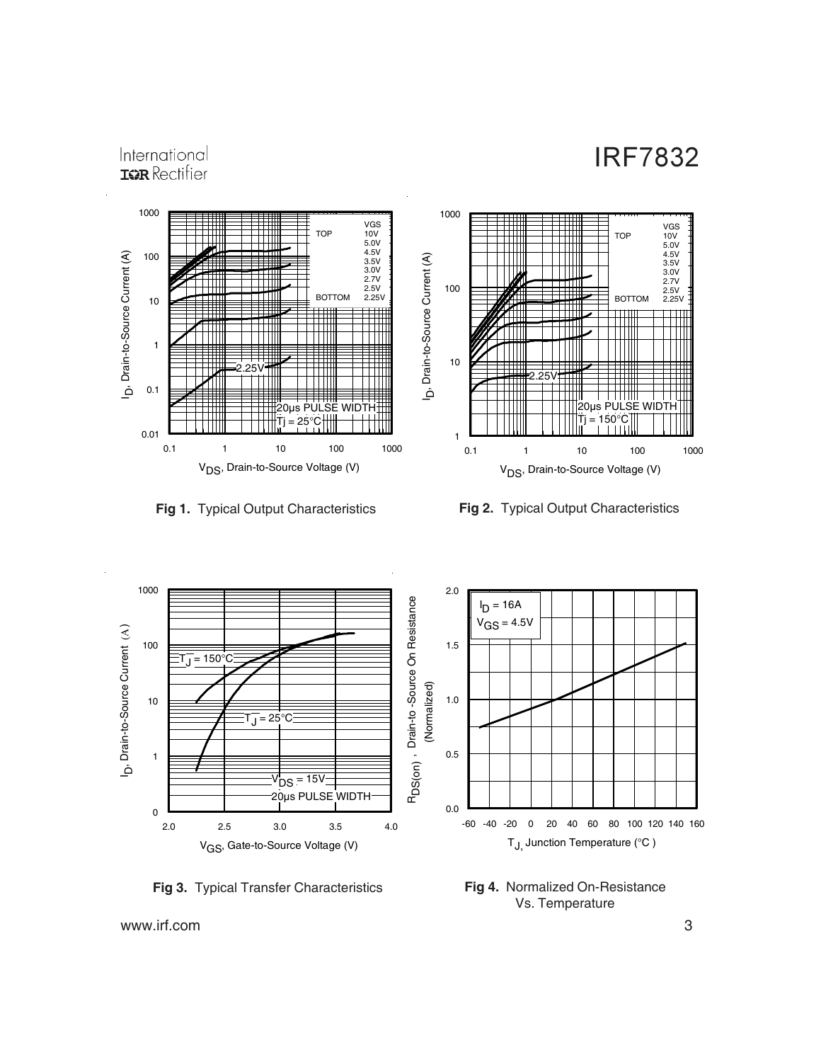Fig 1. Typical Output Characteristics

Fig 2. Typical Output Characteristics

Fig 3. Typical Transfer Characteristics

Fig 4. Normalized On-Resistance Vs. Temperature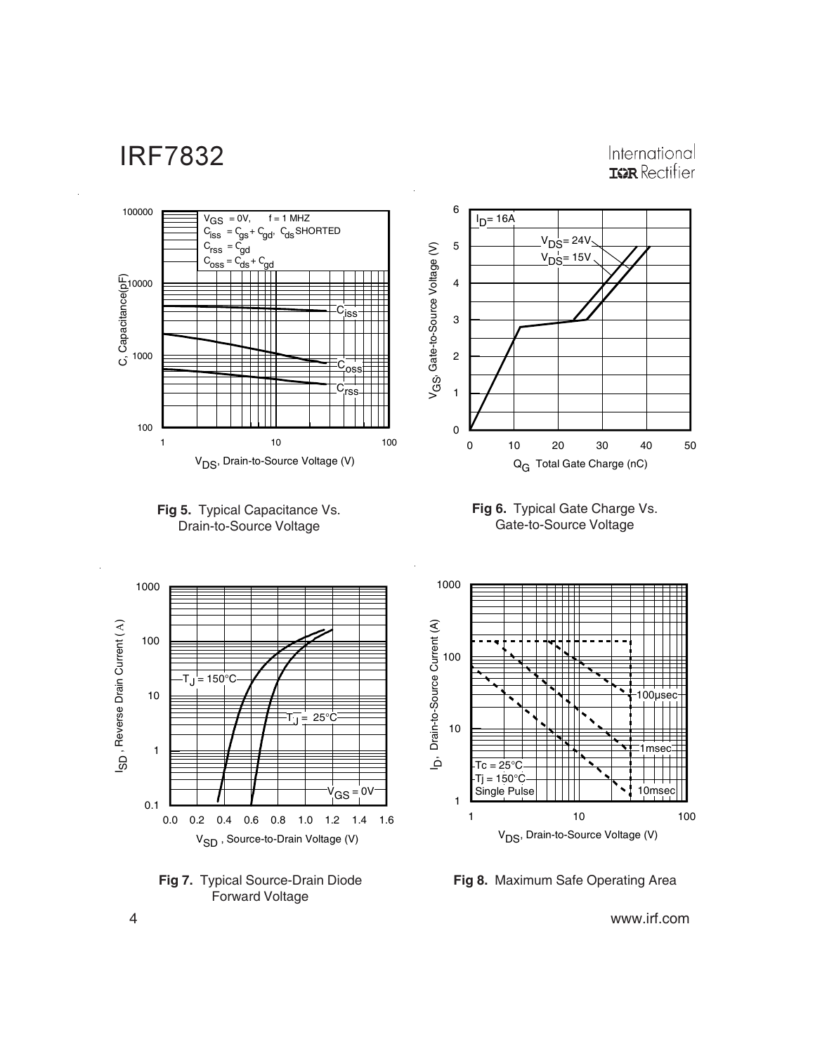**Fig 5.** Typical Capacitance Vs. Drain-to-Source Voltage

**Fig 6.** Typical Gate Charge Vs. Gate-to-Source Voltage

**Fig 7.** Typical Source-Drain Diode Forward Voltage

**Fig 8.** Maximum Safe Operating Area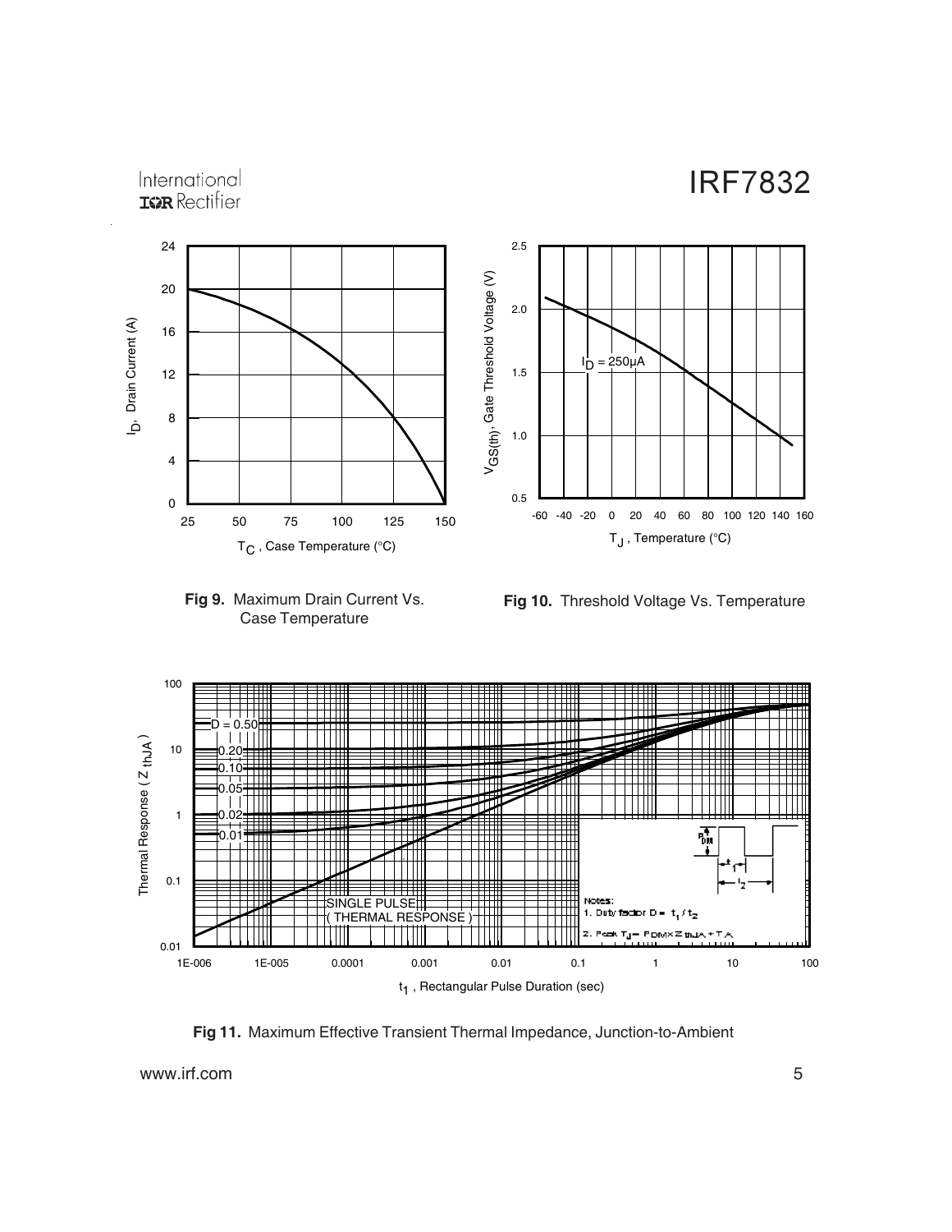**Fig 9.** Maximum Drain Current Vs. Case Temperature

**Fig 10.** Threshold Voltage Vs. Temperature

**Fig 11.** Maximum Effective Transient Thermal Impedance, Junction-to-Ambient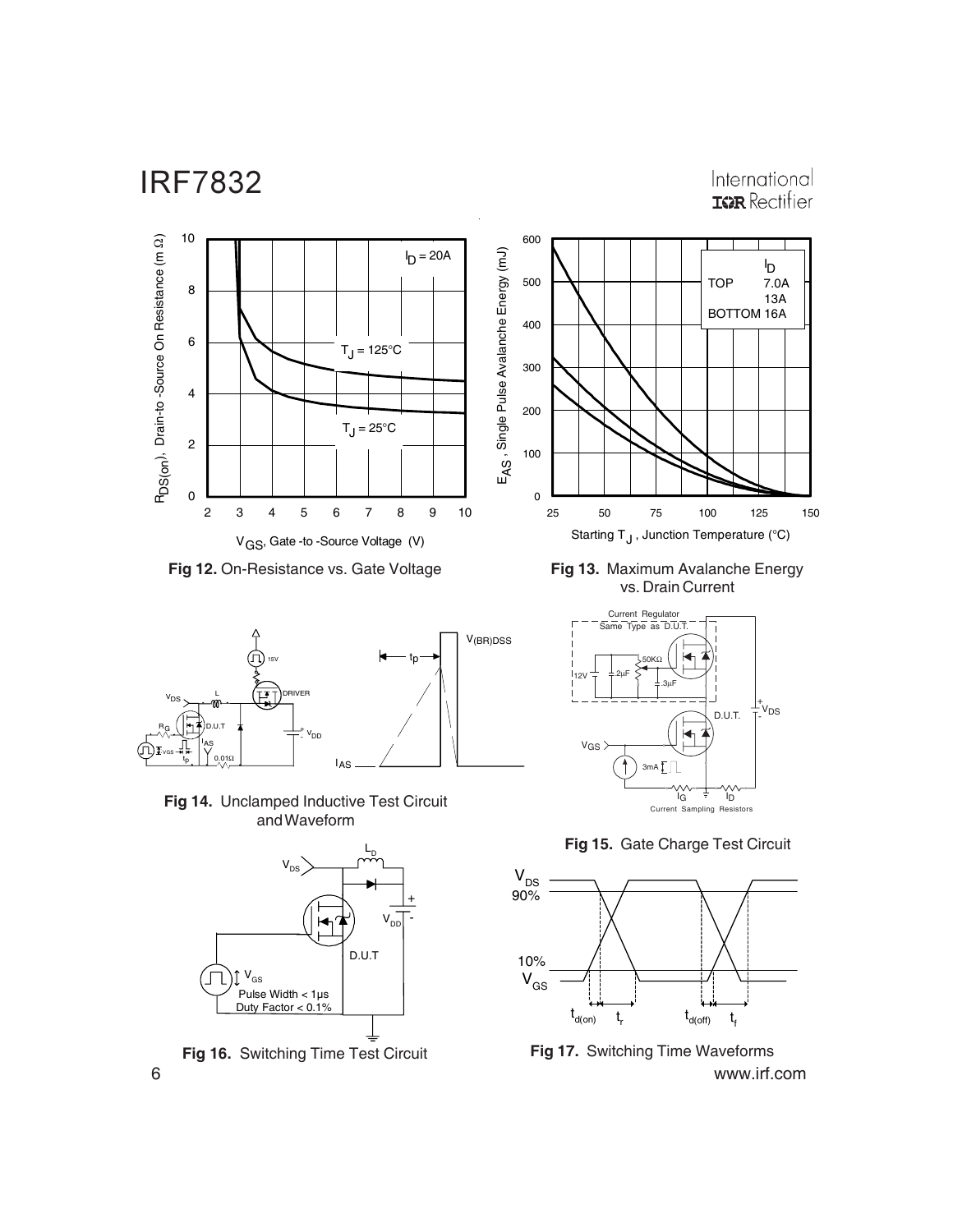**Fig 12.** On-Resistance vs. Gate Voltage

**Fig 13.** Maximum Avalanche Energy vs. Drain Current

**Fig 14.** Unclamped Inductive Test Circuit and Waveform

**Fig 15.** Gate Charge Test Circuit

**Fig 16.** Switching Time Test Circuit

**Fig 17.** Switching Time Waveforms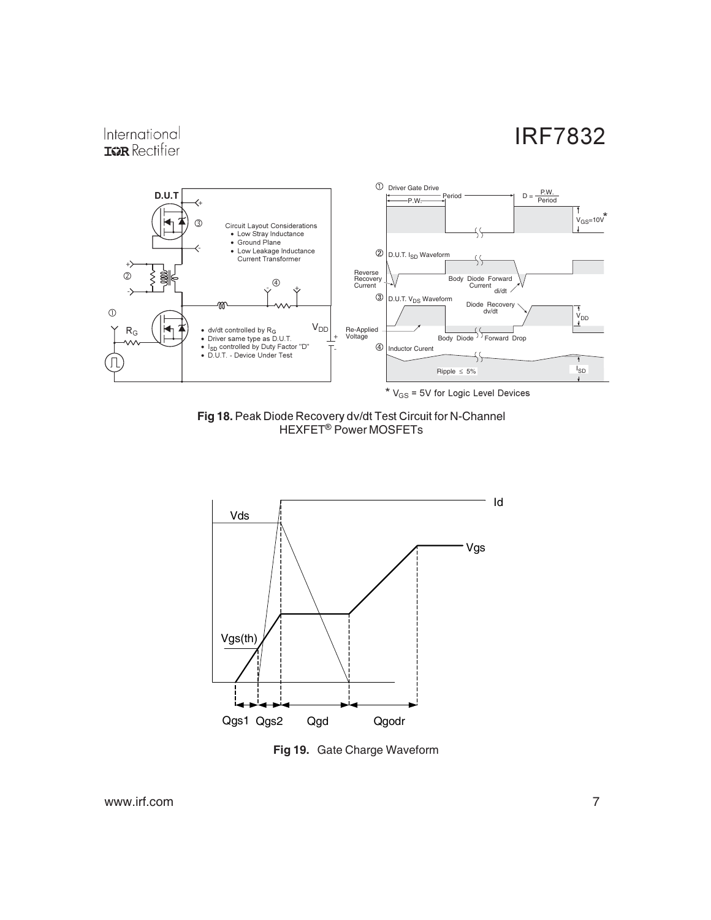**Fig 18.** Peak Diode Recovery dv/dt Test Circuit for N-Channel HEXFET® Power MOSFETs

**Fig 19.** Gate Charge Waveform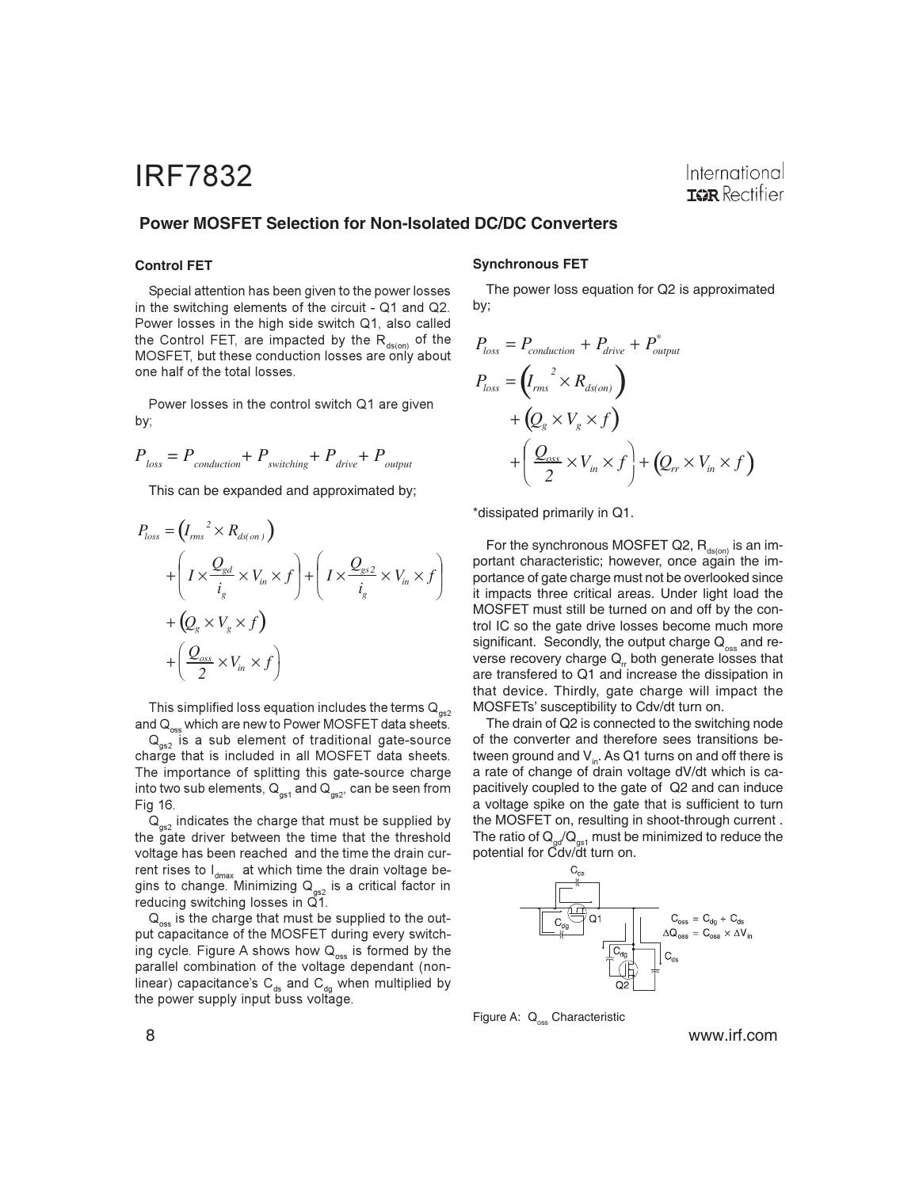## Power MOSFET Selection for Non-Isolated DC/DC Converters

### Control FET

Special attention has been given to the power losses in the switching elements of the circuit - Q1 and Q2. Power losses in the high side switch Q1, also called the Control FET, are impacted by the $R_{ds(on)}$ of the MOSFET, but these conduction losses are only about one half of the total losses.

Power losses in the control switch Q1 are given by;

$$P_{loss} = P_{conduction} + P_{switching} + P_{drive} + P_{output}$$

This can be expanded and approximated by;

$$\begin{aligned}
P_{loss} &= \left(I_{rms}^{\ 2} \times R_{ds(on)}\right) \\
&+ \left(I \times \frac{Q_{gd}}{i_g} \times V_{in} \times f\right) + \left(I \times \frac{Q_{gs2}}{i_g} \times V_{in} \times f\right) \\
&+ \left(Q_g \times V_g \times f\right) \\
&+ \left(\frac{Q_{oss}}{2} \times V_{in} \times f\right)
\end{aligned}$$

This simplified loss equation includes the terms $Q_{gs2}$ and $Q_{oss}$ which are new to Power MOSFET data sheets.

$Q_{gs2}$ is a sub element of traditional gate-source charge that is included in all MOSFET data sheets. The importance of splitting this gate-source charge into two sub elements, $Q_{gs1}$ and $Q_{gs2}$, can be seen from Fig 16.

$Q_{gs2}$ indicates the charge that must be supplied by the gate driver between the time that the threshold voltage has been reached and the time the drain current rises to $I_{dmax}$ at which time the drain voltage begins to change. Minimizing $Q_{gs2}$ is a critical factor in reducing switching losses in Q1.

$Q_{oss}$ is the charge that must be supplied to the output capacitance of the MOSFET during every switching cycle. Figure A shows how $Q_{oss}$ is formed by the parallel combination of the voltage dependant (non-linear) capacitance's $C_{ds}$ and $C_{dg}$ when multiplied by the power supply input buss voltage.

### Synchronous FET

The power loss equation for Q2 is approximated by;

$$\begin{aligned}
P_{loss} &= P_{conduction} + P_{drive} + P_{output}^{*} \\
P_{loss} &= \left(I_{rms}^{\ 2} \times R_{ds(on)}\right) \\
&+ \left(Q_g \times V_g \times f\right) \\
&+ \left(\frac{Q_{oss}}{2} \times V_{in} \times f\right) + \left(Q_{rr} \times V_{in} \times f\right)
\end{aligned}$$

*dissipated primarily in Q1.

For the synchronous MOSFET Q2, $R_{ds(on)}$ is an important characteristic; however, once again the importance of gate charge must not be overlooked since it impacts three critical areas. Under light load the MOSFET must still be turned on and off by the control IC so the gate drive losses become much more significant. Secondly, the output charge $Q_{oss}$ and reverse recovery charge $Q_{rr}$ both generate losses that are transfered to Q1 and increase the dissipation in that device. Thirdly, gate charge will impact the MOSFETs' susceptibility to Cdv/dt turn on.

The drain of Q2 is connected to the switching node of the converter and therefore sees transitions between ground and $V_{in}$. As Q1 turns on and off there is a rate of change of drain voltage dV/dt which is capacitively coupled to the gate of Q2 and can induce a voltage spike on the gate that is sufficient to turn the MOSFET on, resulting in shoot-through current . The ratio of $Q_{gd}/Q_{gs1}$ must be minimized to reduce the potential for Cdv/dt turn on.

$$C_{oss} = C_{dg} + C_{ds}$$
$$\Delta Q_{oss} = C_{oss} \times \Delta V_{in}$$

Figure A: $Q_{oss}$ Characteristic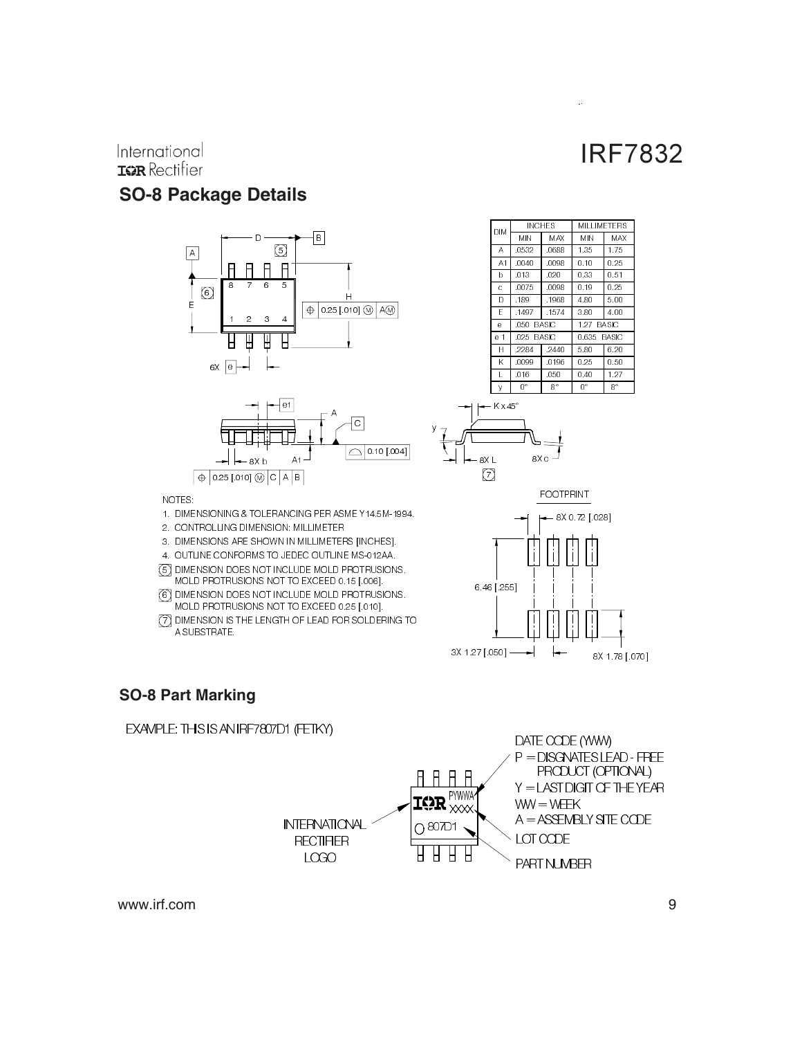## SO-8 Package Details

| DIM | INCHES | | MILLIMETERS | |
|---|---|---|---|---|
| | MIN | MAX | MIN | MAX |
| A | .0532 | .0688 | 1.35 | 1.75 |
| A1 | .0040 | .0098 | 0.10 | 0.25 |
| b | .013 | .020 | 0.33 | 0.51 |
| c | .0075 | .0098 | 0.19 | 0.25 |
| D | .189 | .1968 | 4.80 | 5.00 |
| E | .1497 | .1574 | 3.80 | 4.00 |
| e | .050 BASIC | | 1.27 BASIC | |
| e 1 | .025 BASIC | | 0.635 BASIC | |
| H | .2284 | .2440 | 5.80 | 6.20 |
| K | .0099 | .0196 | 0.25 | 0.50 |
| L | .016 | .050 | 0.40 | 1.27 |
| y | 0° | 8° | 0° | 8° |

NOTES:

1. DIMENSIONING & TOLERANCING PER ASME Y14.5M-1994.
2. CONTROLLING DIMENSION: MILLIMETER
3. DIMENSIONS ARE SHOWN IN MILLIMETERS [INCHES].
4. OUTLINE CONFORMS TO JEDEC OUTLINE MS-012AA.
5. DIMENSION DOES NOT INCLUDE MOLD PROTRUSIONS. MOLD PROTRUSIONS NOT TO EXCEED 0.15 [.006].
6. DIMENSION DOES NOT INCLUDE MOLD PROTRUSIONS. MOLD PROTRUSIONS NOT TO EXCEED 0.25 [.010].
7. DIMENSION IS THE LENGTH OF LEAD FOR SOLDERING TO A SUBSTRATE.

FOOTPRINT

8X 0.72 [.028]

6.46 [.255]

3X 1.27 [.050]

8X 1.78 [.070]

## SO-8 Part Marking

EXAMPLE: THIS IS AN IRF7807D1 (FETKY)

DATE CODE (YWW)
P = DISGNATES LEAD - FREE PRODUCT (OPTIONAL)
Y = LAST DIGIT OF THE YEAR
WW = WEEK
A = ASSEMBLY SITE CODE
LOT CODE
PART NUMBER
INTERNATIONAL RECTIFIER LOGO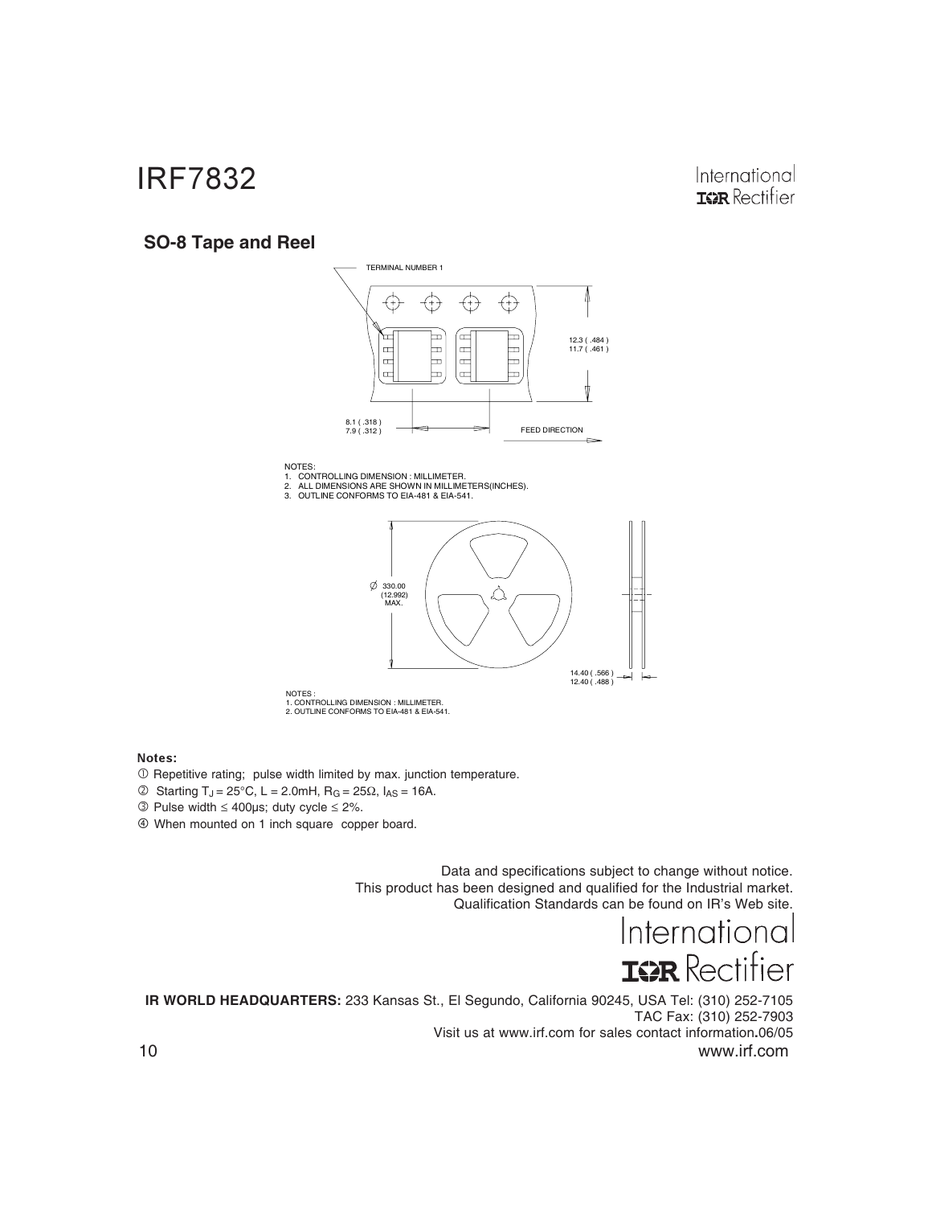## SO-8 Tape and Reel

TERMINAL NUMBER 1

12.3 ( .484 )
11.7 ( .461 )

8.1 ( .318 )
7.9 ( .312 )

FEED DIRECTION

NOTES:
1. CONTROLLING DIMENSION : MILLIMETER.
2. ALL DIMENSIONS ARE SHOWN IN MILLIMETERS(INCHES).
3. OUTLINE CONFORMS TO EIA-481 & EIA-541.

Ø 330.00
(12.992)
MAX.

14.40 ( .566 )
12.40 ( .488 )

NOTES :
1. CONTROLLING DIMENSION : MILLIMETER.
2. OUTLINE CONFORMS TO EIA-481 & EIA-541.

**Notes:**

① Repetitive rating; pulse width limited by max. junction temperature.

② Starting $T_J = 25°C$, $L = 2.0mH$, $R_G = 25\Omega$, $I_{AS} = 16A$.

③ Pulse width ≤ 400μs; duty cycle ≤ 2%.

④ When mounted on 1 inch square copper board.

Data and specifications subject to change without notice.
This product has been designed and qualified for the Industrial market.
Qualification Standards can be found on IR's Web site.

International
IOR Rectifier

**IR WORLD HEADQUARTERS:** 233 Kansas St., El Segundo, California 90245, USA Tel: (310) 252-7105
TAC Fax: (310) 252-7903
Visit us at www.irf.com for sales contact information.06/05